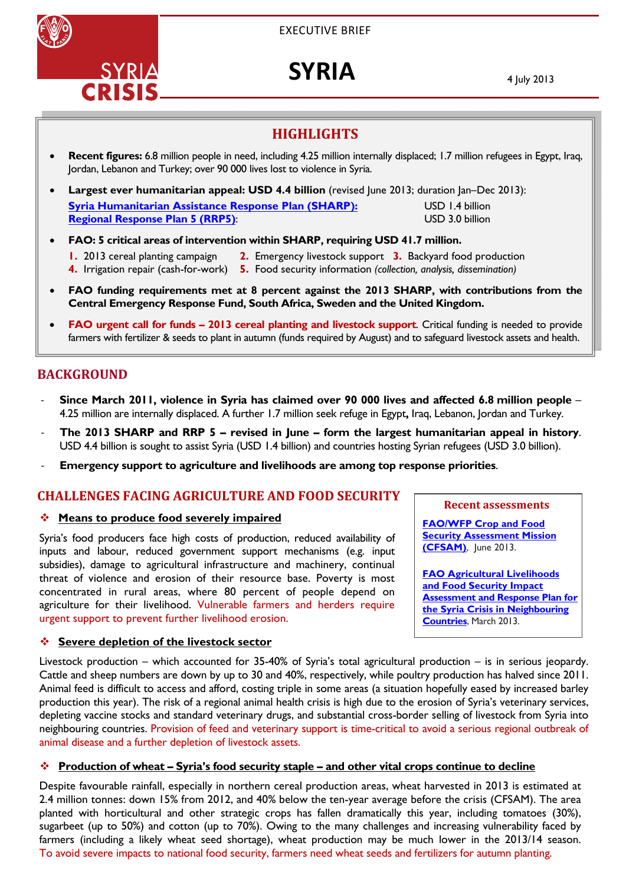SYRIA CRISIS

EXECUTIVE BRIEF

# SYRIA

4 July 2013

## HIGHLIGHTS

- **Recent figures:** 6.8 million people in need, including 4.25 million internally displaced; 1.7 million refugees in Egypt, Iraq, Jordan, Lebanon and Turkey; over 90 000 lives lost to violence in Syria.
- **Largest ever humanitarian appeal: USD 4.4 billion** (revised June 2013; duration Jan–Dec 2013):
  **Syria Humanitarian Assistance Response Plan (SHARP):** USD 1.4 billion
  **Regional Response Plan 5 (RRP5)**: USD 3.0 billion
- **FAO: 5 critical areas of intervention within SHARP, requiring USD 41.7 million.**
  1. 2013 cereal planting campaign
  2. Emergency livestock support
  3. Backyard food production
  4. Irrigation repair (cash-for-work)
  5. Food security information *(collection, analysis, dissemination)*
- **FAO funding requirements met at 8 percent against the 2013 SHARP, with contributions from the Central Emergency Response Fund, South Africa, Sweden and the United Kingdom.**
- **FAO urgent call for funds – 2013 cereal planting and livestock support**. Critical funding is needed to provide farmers with fertilizer & seeds to plant in autumn (funds required by August) and to safeguard livestock assets and health.

## BACKGROUND

- **Since March 2011, violence in Syria has claimed over 90 000 lives and affected 6.8 million people** – 4.25 million are internally displaced. A further 1.7 million seek refuge in Egypt**,** Iraq, Lebanon, Jordan and Turkey.
- **The 2013 SHARP and RRP 5 – revised in June – form the largest humanitarian appeal in history**. USD 4.4 billion is sought to assist Syria (USD 1.4 billion) and countries hosting Syrian refugees (USD 3.0 billion).
- **Emergency support to agriculture and livelihoods are among top response priorities**.

## CHALLENGES FACING AGRICULTURE AND FOOD SECURITY

### Means to produce food severely impaired

Syria's food producers face high costs of production, reduced availability of inputs and labour, reduced government support mechanisms (e.g. input subsidies), damage to agricultural infrastructure and machinery, continual threat of violence and erosion of their resource base. Poverty is most concentrated in rural areas, where 80 percent of people depend on agriculture for their livelihood. Vulnerable farmers and herders require urgent support to prevent further livelihood erosion.

**Recent assessments**

**FAO/WFP Crop and Food Security Assessment Mission (CFSAM)**, June 2013.

**FAO Agricultural Livelihoods and Food Security Impact Assessment and Response Plan for the Syria Crisis in Neighbouring Countries**, March 2013.

### Severe depletion of the livestock sector

Livestock production – which accounted for 35-40% of Syria's total agricultural production – is in serious jeopardy. Cattle and sheep numbers are down by up to 30 and 40%, respectively, while poultry production has halved since 2011. Animal feed is difficult to access and afford, costing triple in some areas (a situation hopefully eased by increased barley production this year). The risk of a regional animal health crisis is high due to the erosion of Syria's veterinary services, depleting vaccine stocks and standard veterinary drugs, and substantial cross-border selling of livestock from Syria into neighbouring countries. Provision of feed and veterinary support is time-critical to avoid a serious regional outbreak of animal disease and a further depletion of livestock assets.

### Production of wheat – Syria's food security staple – and other vital crops continue to decline

Despite favourable rainfall, especially in northern cereal production areas, wheat harvested in 2013 is estimated at 2.4 million tonnes: down 15% from 2012, and 40% below the ten-year average before the crisis (CFSAM). The area planted with horticultural and other strategic crops has fallen dramatically this year, including tomatoes (30%), sugarbeet (up to 50%) and cotton (up to 70%). Owing to the many challenges and increasing vulnerability faced by farmers (including a likely wheat seed shortage), wheat production may be much lower in the 2013/14 season. To avoid severe impacts to national food security, farmers need wheat seeds and fertilizers for autumn planting.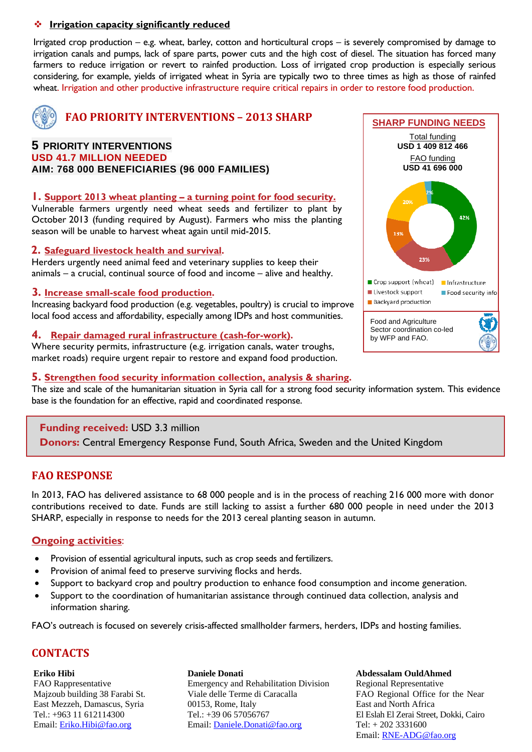### ❖ Irrigation capacity significantly reduced

Irrigated crop production – e.g. wheat, barley, cotton and horticultural crops – is severely compromised by damage to irrigation canals and pumps, lack of spare parts, power cuts and the high cost of diesel. The situation has forced many farmers to reduce irrigation or revert to rainfed production. Loss of irrigated crop production is especially serious considering, for example, yields of irrigated wheat in Syria are typically two to three times as high as those of rainfed wheat. Irrigation and other productive infrastructure require critical repairs in order to restore food production.

## FAO PRIORITY INTERVENTIONS – 2013 SHARP

**5 PRIORITY INTERVENTIONS**
**USD 41.7 MILLION NEEDED**
**AIM: 768 000 BENEFICIARIES (96 000 FAMILIES)**

### 1. Support 2013 wheat planting – a turning point for food security.

Vulnerable farmers urgently need wheat seeds and fertilizer to plant by October 2013 (funding required by August). Farmers who miss the planting season will be unable to harvest wheat again until mid-2015.

### 2. Safeguard livestock health and survival.

Herders urgently need animal feed and veterinary supplies to keep their animals – a crucial, continual source of food and income – alive and healthy.

### 3. Increase small-scale food production.

Increasing backyard food production (e.g. vegetables, poultry) is crucial to improve local food access and affordability, especially among IDPs and host communities.

### 4. Repair damaged rural infrastructure (cash-for-work).

Where security permits, infrastructure (e.g. irrigation canals, water troughs, market roads) require urgent repair to restore and expand food production.

### 5. Strengthen food security information collection, analysis & sharing.

The size and scale of the humanitarian situation in Syria call for a strong food security information system. This evidence base is the foundation for an effective, rapid and coordinated response.

### SHARP FUNDING NEEDS

Total funding
**USD 1 409 812 466**

FAO funding
**USD 41 696 000**

42%
23%
13%
20%
2%

Crop support (wheat)
Infrastructure
Livestock support
Food security info
Backyard production

Food and Agriculture Sector coordination co-led by WFP and FAO.

**Funding received:** USD 3.3 million
**Donors:** Central Emergency Response Fund, South Africa, Sweden and the United Kingdom

## FAO RESPONSE

In 2013, FAO has delivered assistance to 68 000 people and is in the process of reaching 216 000 more with donor contributions received to date. Funds are still lacking to assist a further 680 000 people in need under the 2013 SHARP, especially in response to needs for the 2013 cereal planting season in autumn.

### Ongoing activities:

- Provision of essential agricultural inputs, such as crop seeds and fertilizers.
- Provision of animal feed to preserve surviving flocks and herds.
- Support to backyard crop and poultry production to enhance food consumption and income generation.
- Support to the coordination of humanitarian assistance through continued data collection, analysis and information sharing.

FAO's outreach is focused on severely crisis-affected smallholder farmers, herders, IDPs and hosting families.

## CONTACTS

**Eriko Hibi**
FAO Rappresentative
Majzoub building 38 Farabi St.
East Mezzeh, Damascus, Syria
Tel.: +963 11 612114300
Email: Eriko.Hibi@fao.org

**Daniele Donati**
Emergency and Rehabilitation Division
Viale delle Terme di Caracalla
00153, Rome, Italy
Tel.: +39 06 57056767
Email: Daniele.Donati@fao.org

**Abdessalam OuldAhmed**
Regional Representative
FAO Regional Office for the Near East and North Africa
El Eslah El Zerai Street, Dokki, Cairo
Tel: + 202 3331600
Email: RNE-ADG@fao.org